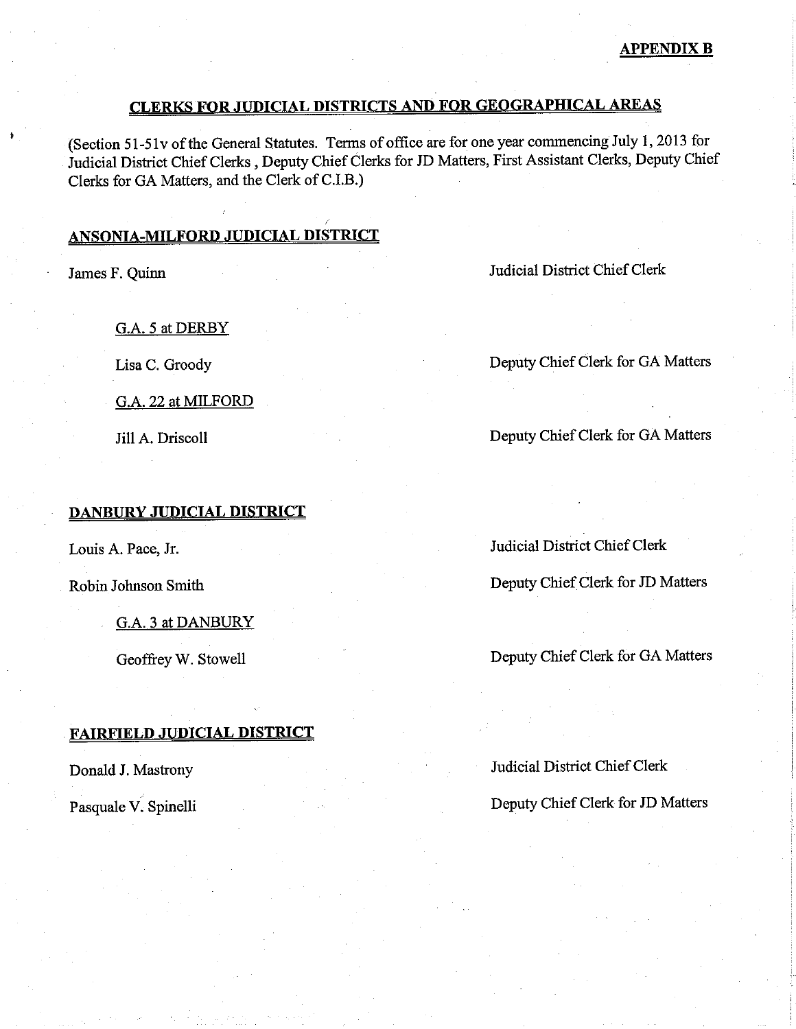**APPENDIX B**

## CLERKS FOR JUDICIAL DISTRICTS AND FOR GEOGRAPHICAL AREAS

(Section 51-51v of the General Statutes. Terms of office are for one year commencing July 1, 2013 for Judicial District Chief Clerks , Deputy Chief Clerks for JD Matters, First Assistant Clerks, Deputy Chief Clerks for GA Matters, and the Clerk of C.I.B.)

### ANSONIA-MILFORD JUDICIAL DISTRICT

James F. Quinn — Judicial District Chief Clerk

G.A. 5 at DERBY

Lisa C. Groody — Deputy Chief Clerk for GA Matters

G.A. 22 at MILFORD

Jill A. Driscoll — Deputy Chief Clerk for GA Matters

### DANBURY JUDICIAL DISTRICT

Louis A. Pace, Jr. — Judicial District Chief Clerk

Robin Johnson Smith — Deputy Chief Clerk for JD Matters

G.A. 3 at DANBURY

Geoffrey W. Stowell — Deputy Chief Clerk for GA Matters

### FAIRFIELD JUDICIAL DISTRICT

Donald J. Mastrony — Judicial District Chief Clerk

Pasquale V. Spinelli — Deputy Chief Clerk for JD Matters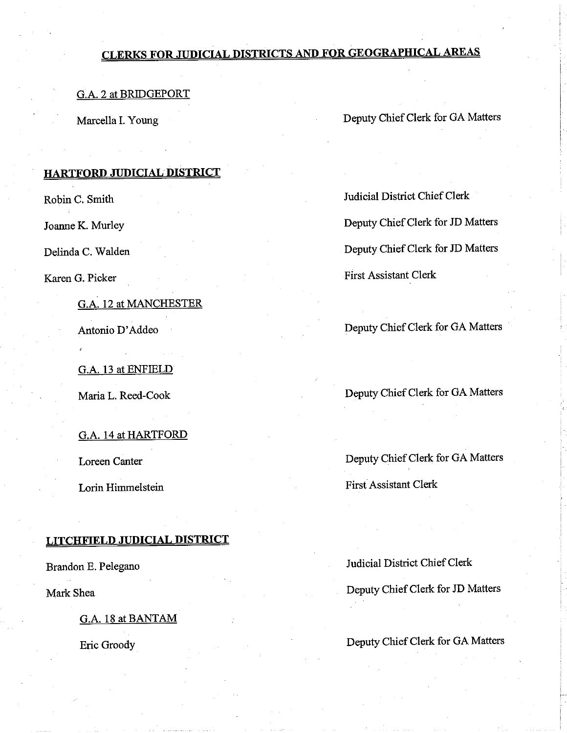## CLERKS FOR JUDICIAL DISTRICTS AND FOR GEOGRAPHICAL AREAS

G.A. 2 at BRIDGEPORT

| | |
|---|---|
| Marcella I. Young | Deputy Chief Clerk for GA Matters |

### HARTFORD JUDICIAL DISTRICT

| | |
|---|---|
| Robin C. Smith | Judicial District Chief Clerk |
| Joanne K. Murley | Deputy Chief Clerk for JD Matters |
| Delinda C. Walden | Deputy Chief Clerk for JD Matters |
| Karen G. Picker | First Assistant Clerk |

G.A. 12 at MANCHESTER

| | |
|---|---|
| Antonio D'Addeo | Deputy Chief Clerk for GA Matters |

G.A. 13 at ENFIELD

| | |
|---|---|
| Maria L. Reed-Cook | Deputy Chief Clerk for GA Matters |

G.A. 14 at HARTFORD

| | |
|---|---|
| Loreen Canter | Deputy Chief Clerk for GA Matters |
| Lorin Himmelstein | First Assistant Clerk |

### LITCHFIELD JUDICIAL DISTRICT

| | |
|---|---|
| Brandon E. Pelegano | Judicial District Chief Clerk |
| Mark Shea | Deputy Chief Clerk for JD Matters |

G.A. 18 at BANTAM

| | |
|---|---|
| Eric Groody | Deputy Chief Clerk for GA Matters |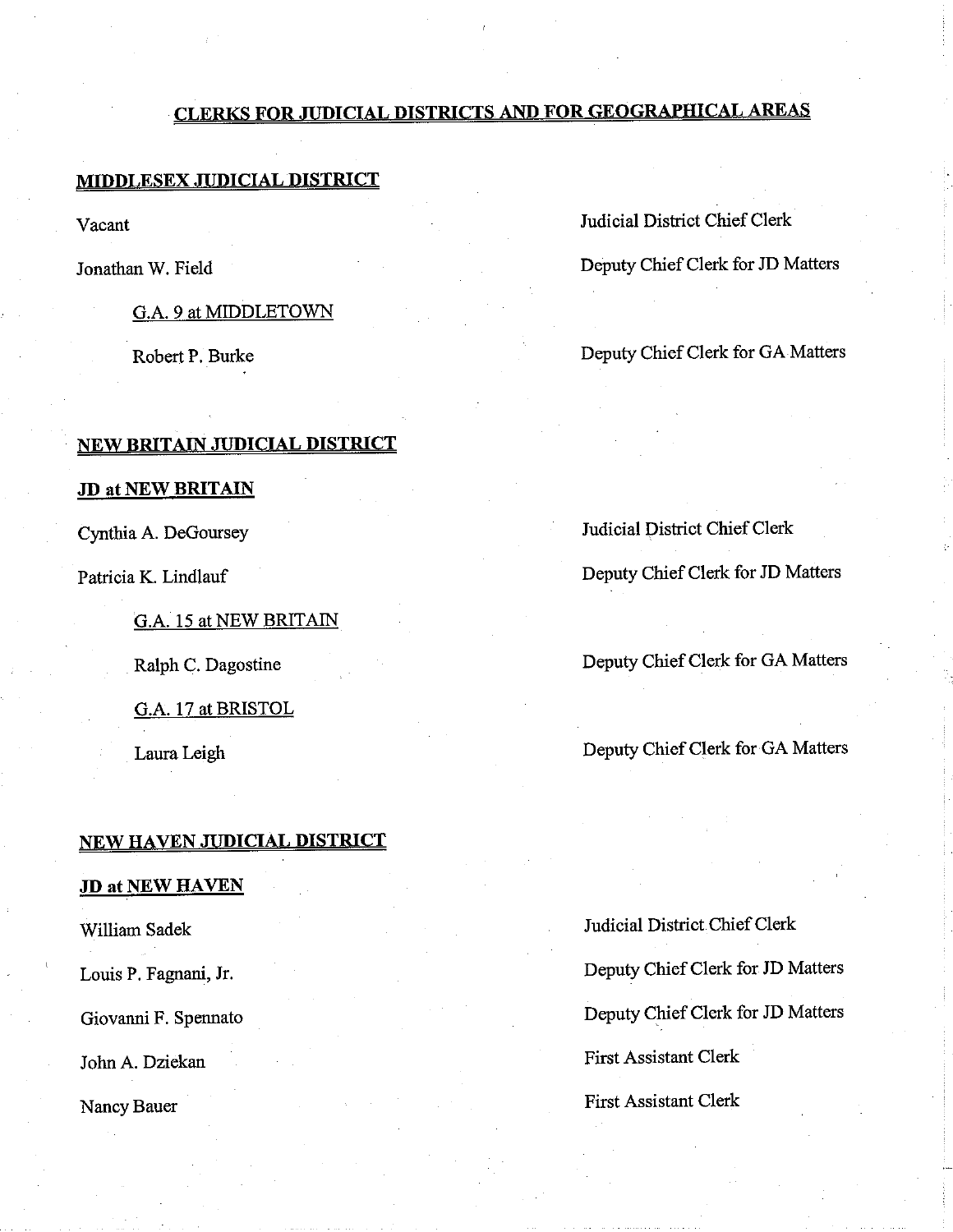## CLERKS FOR JUDICIAL DISTRICTS AND FOR GEOGRAPHICAL AREAS

### MIDDLESEX JUDICIAL DISTRICT

| | |
|---|---|
| Vacant | Judicial District Chief Clerk |
| Jonathan W. Field | Deputy Chief Clerk for JD Matters |
| G.A. 9 at MIDDLETOWN | |
| Robert P. Burke | Deputy Chief Clerk for GA Matters |

### NEW BRITAIN JUDICIAL DISTRICT

#### JD at NEW BRITAIN

| | |
|---|---|
| Cynthia A. DeGoursey | Judicial District Chief Clerk |
| Patricia K. Lindlauf | Deputy Chief Clerk for JD Matters |
| G.A. 15 at NEW BRITAIN | |
| Ralph C. Dagostine | Deputy Chief Clerk for GA Matters |
| G.A. 17 at BRISTOL | |
| Laura Leigh | Deputy Chief Clerk for GA Matters |

### NEW HAVEN JUDICIAL DISTRICT

#### JD at NEW HAVEN

| | |
|---|---|
| William Sadek | Judicial District Chief Clerk |
| Louis P. Fagnani, Jr. | Deputy Chief Clerk for JD Matters |
| Giovanni F. Spennato | Deputy Chief Clerk for JD Matters |
| John A. Dziekan | First Assistant Clerk |
| Nancy Bauer | First Assistant Clerk |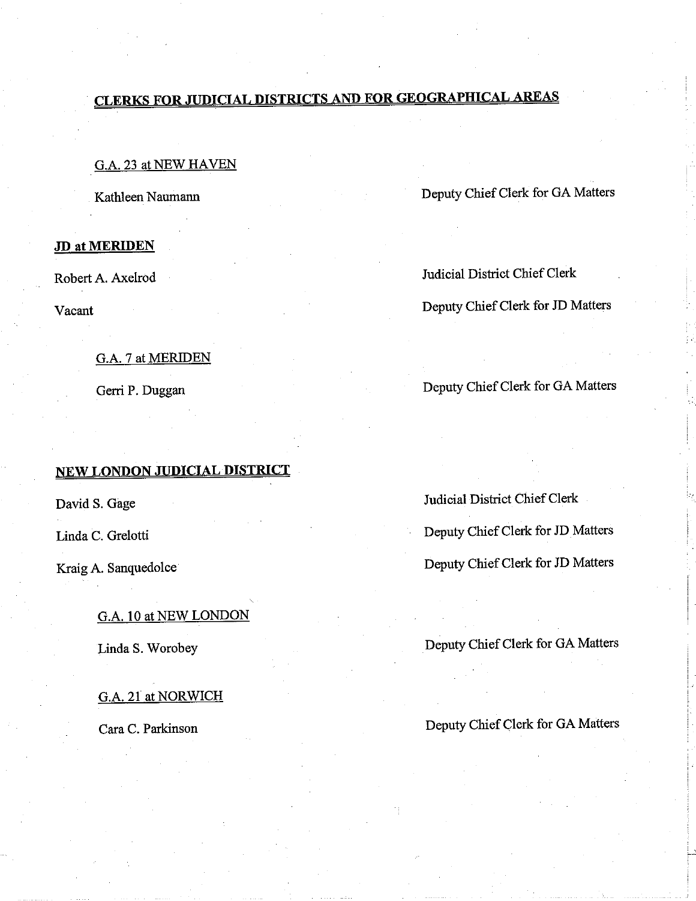## CLERKS FOR JUDICIAL DISTRICTS AND FOR GEOGRAPHICAL AREAS

G.A. 23 at NEW HAVEN

Kathleen Naumann — Deputy Chief Clerk for GA Matters

**JD at MERIDEN**

Robert A. Axelrod — Judicial District Chief Clerk

Vacant — Deputy Chief Clerk for JD Matters

G.A. 7 at MERIDEN

Gerri P. Duggan — Deputy Chief Clerk for GA Matters

**NEW LONDON JUDICIAL DISTRICT**

David S. Gage — Judicial District Chief Clerk

Linda C. Grelotti — Deputy Chief Clerk for JD Matters

Kraig A. Sanquedolce — Deputy Chief Clerk for JD Matters

G.A. 10 at NEW LONDON

Linda S. Worobey — Deputy Chief Clerk for GA Matters

G.A. 21 at NORWICH

Cara C. Parkinson — Deputy Chief Clerk for GA Matters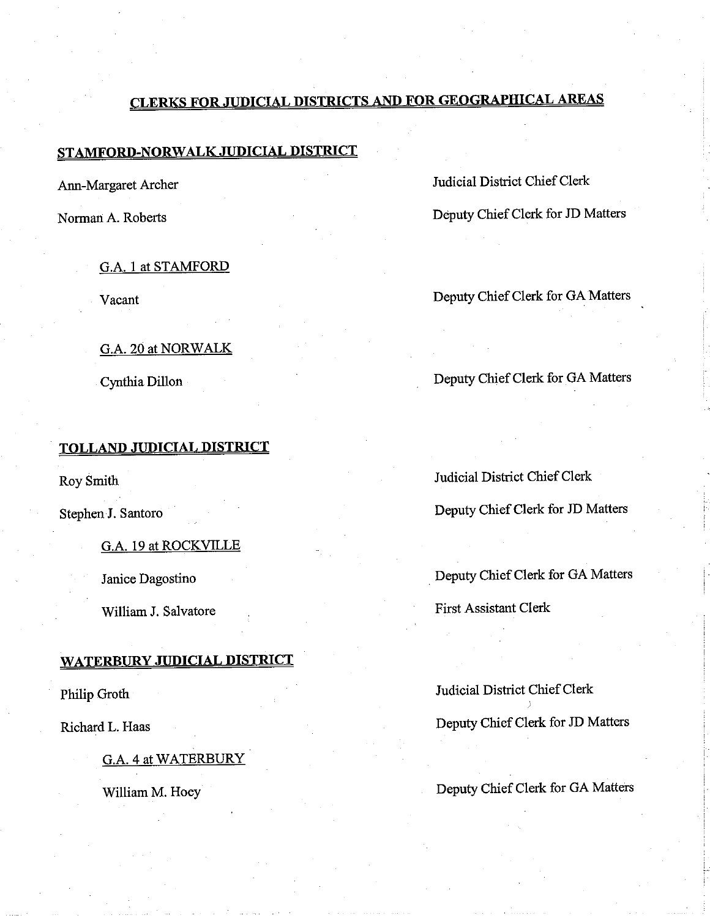## CLERKS FOR JUDICIAL DISTRICTS AND FOR GEOGRAPHICAL AREAS

### STAMFORD-NORWALK JUDICIAL DISTRICT

| | |
|---|---|
| Ann-Margaret Archer | Judicial District Chief Clerk |
| Norman A. Roberts | Deputy Chief Clerk for JD Matters |

#### G.A. 1 at STAMFORD

| | |
|---|---|
| Vacant | Deputy Chief Clerk for GA Matters |

#### G.A. 20 at NORWALK

| | |
|---|---|
| Cynthia Dillon | Deputy Chief Clerk for GA Matters |

### TOLLAND JUDICIAL DISTRICT

| | |
|---|---|
| Roy Smith | Judicial District Chief Clerk |
| Stephen J. Santoro | Deputy Chief Clerk for JD Matters |

#### G.A. 19 at ROCKVILLE

| | |
|---|---|
| Janice Dagostino | Deputy Chief Clerk for GA Matters |
| William J. Salvatore | First Assistant Clerk |

### WATERBURY JUDICIAL DISTRICT

| | |
|---|---|
| Philip Groth | Judicial District Chief Clerk |
| Richard L. Haas | Deputy Chief Clerk for JD Matters |

#### G.A. 4 at WATERBURY

| | |
|---|---|
| William M. Hoey | Deputy Chief Clerk for GA Matters |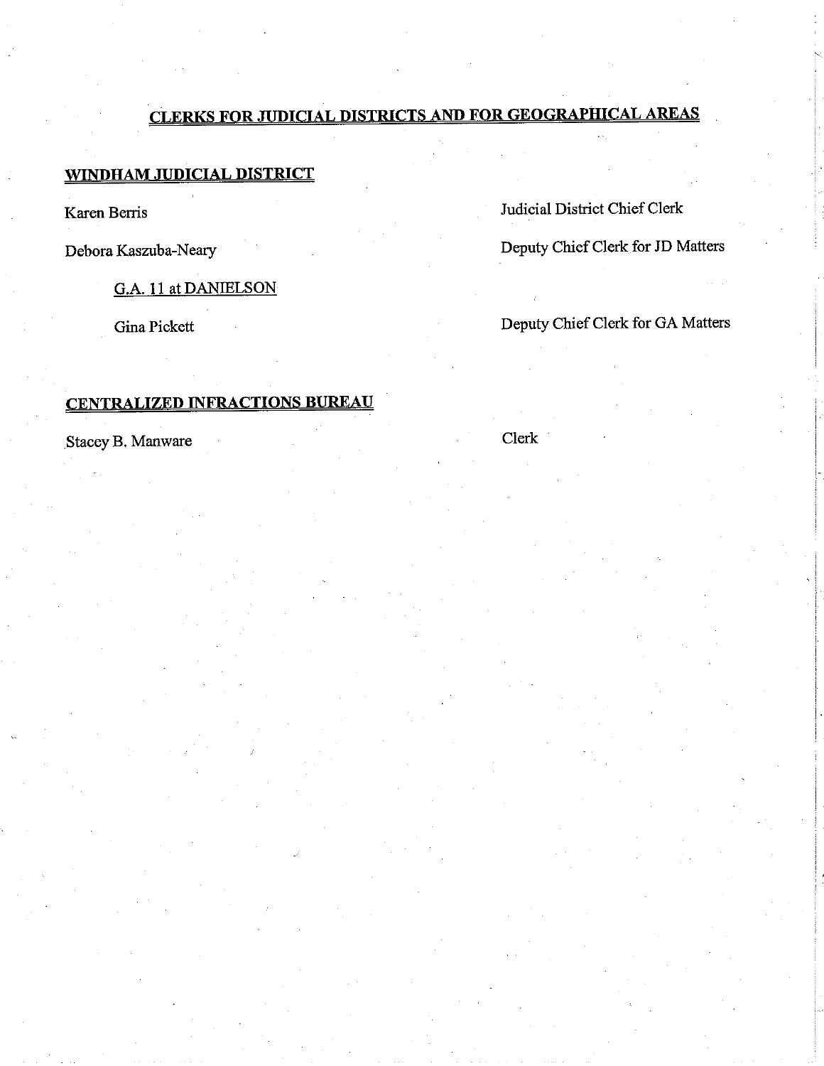## CLERKS FOR JUDICIAL DISTRICTS AND FOR GEOGRAPHICAL AREAS

### WINDHAM JUDICIAL DISTRICT

| | |
|---|---|
| Karen Berris | Judicial District Chief Clerk |
| Debora Kaszuba-Neary | Deputy Chief Clerk for JD Matters |

G.A. 11 at DANIELSON

| | |
|---|---|
| Gina Pickett | Deputy Chief Clerk for GA Matters |

### CENTRALIZED INFRACTIONS BUREAU

| | |
|---|---|
| Stacey B. Manware | Clerk |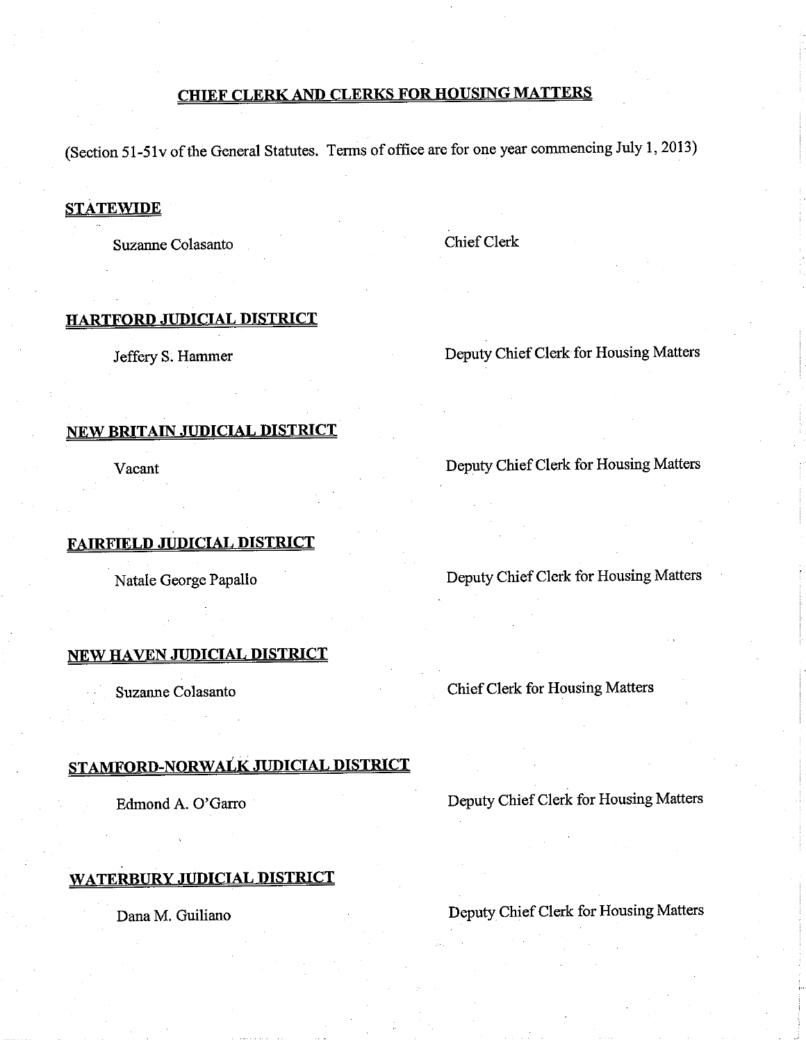## CHIEF CLERK AND CLERKS FOR HOUSING MATTERS

(Section 51-51v of the General Statutes. Terms of office are for one year commencing July 1, 2013)

### STATEWIDE

Suzanne Colasanto — Chief Clerk

### HARTFORD JUDICIAL DISTRICT

Jeffery S. Hammer — Deputy Chief Clerk for Housing Matters

### NEW BRITAIN JUDICIAL DISTRICT

Vacant — Deputy Chief Clerk for Housing Matters

### FAIRFIELD JUDICIAL DISTRICT

Natale George Papallo — Deputy Chief Clerk for Housing Matters

### NEW HAVEN JUDICIAL DISTRICT

Suzanne Colasanto — Chief Clerk for Housing Matters

### STAMFORD-NORWALK JUDICIAL DISTRICT

Edmond A. O'Garro — Deputy Chief Clerk for Housing Matters

### WATERBURY JUDICIAL DISTRICT

Dana M. Guiliano — Deputy Chief Clerk for Housing Matters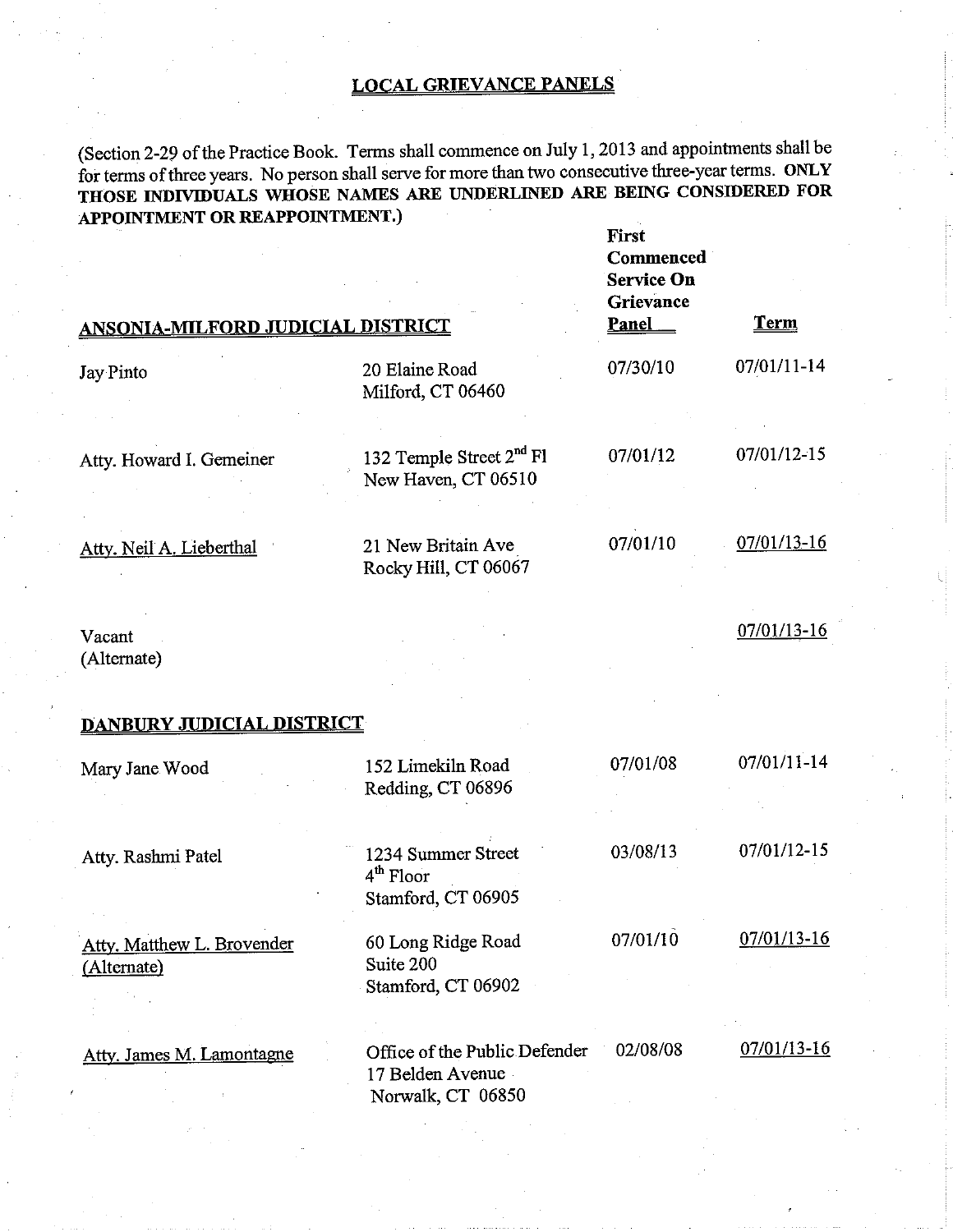## LOCAL GRIEVANCE PANELS

(Section 2-29 of the Practice Book. Terms shall commence on July 1, 2013 and appointments shall be for terms of three years. No person shall serve for more than two consecutive three-year terms. **ONLY THOSE INDIVIDUALS WHOSE NAMES ARE UNDERLINED ARE BEING CONSIDERED FOR APPOINTMENT OR REAPPOINTMENT.)**

| ANSONIA-MILFORD JUDICIAL DISTRICT | | First Commenced Service On Grievance Panel | Term |
|---|---|---|---|
| Jay Pinto | 20 Elaine Road<br>Milford, CT 06460 | 07/30/10 | 07/01/11-14 |
| Atty. Howard I. Gemeiner | 132 Temple Street 2nd Fl<br>New Haven, CT 06510 | 07/01/12 | 07/01/12-15 |
| <u>Atty. Neil A. Lieberthal</u> | 21 New Britain Ave<br>Rocky Hill, CT 06067 | 07/01/10 | <u>07/01/13-16</u> |
| Vacant<br>(Alternate) | | | <u>07/01/13-16</u> |

| DANBURY JUDICIAL DISTRICT | | | |
|---|---|---|---|
| Mary Jane Wood | 152 Limekiln Road<br>Redding, CT 06896 | 07/01/08 | 07/01/11-14 |
| Atty. Rashmi Patel | 1234 Summer Street<br>4th Floor<br>Stamford, CT 06905 | 03/08/13 | 07/01/12-15 |
| <u>Atty. Matthew L. Brovender</u><br><u>(Alternate)</u> | 60 Long Ridge Road<br>Suite 200<br>Stamford, CT 06902 | 07/01/10 | <u>07/01/13-16</u> |
| <u>Atty. James M. Lamontagne</u> | Office of the Public Defender<br>17 Belden Avenue<br>Norwalk, CT 06850 | 02/08/08 | <u>07/01/13-16</u> |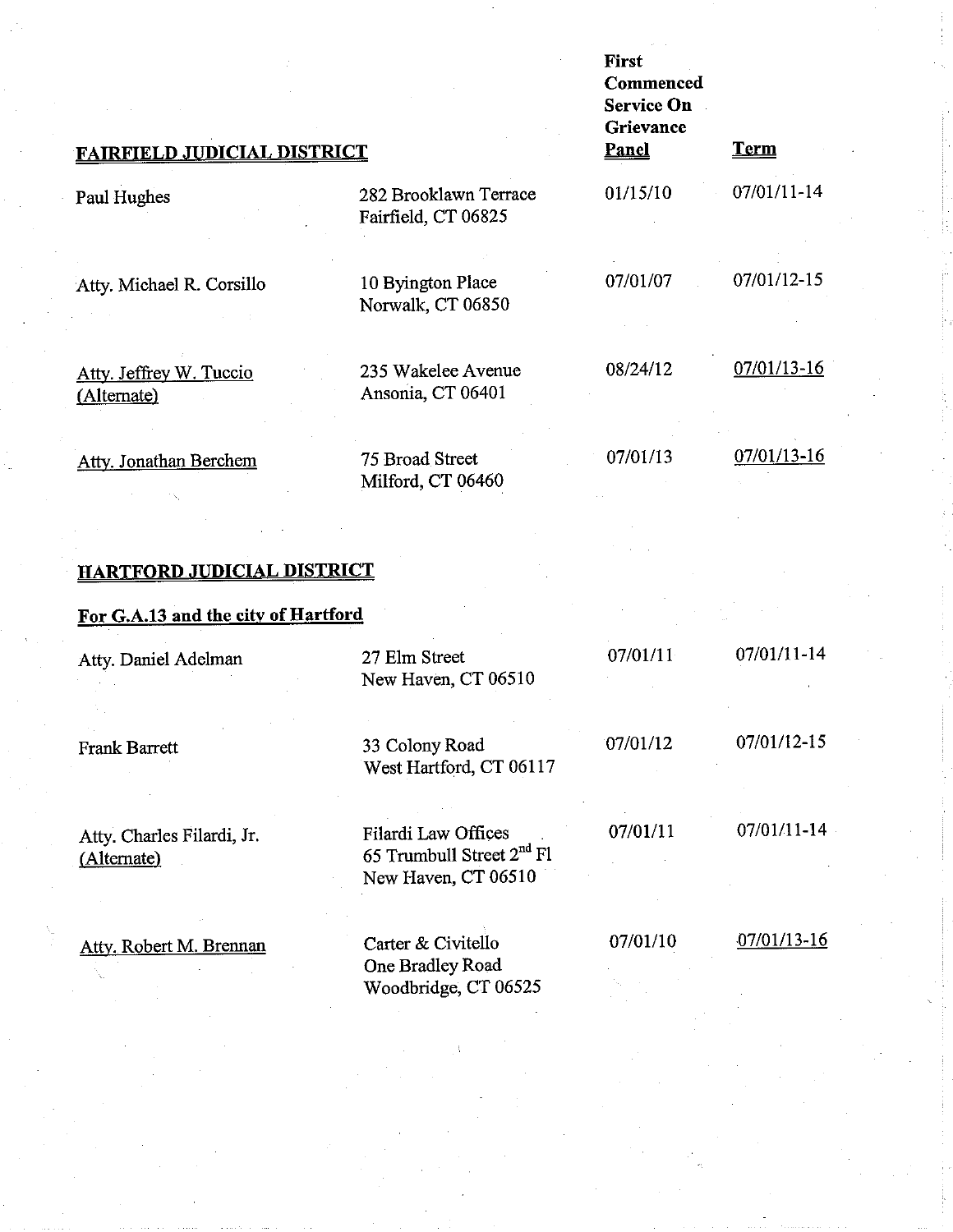| FAIRFIELD JUDICIAL DISTRICT | | First Commenced Service On Grievance Panel | Term |
|---|---|---|---|
| Paul Hughes | 282 Brooklawn Terrace<br>Fairfield, CT 06825 | 01/15/10 | 07/01/11-14 |
| Atty. Michael R. Corsillo | 10 Byington Place<br>Norwalk, CT 06850 | 07/01/07 | 07/01/12-15 |
| Atty. Jeffrey W. Tuccio<br>(Alternate) | 235 Wakelee Avenue<br>Ansonia, CT 06401 | 08/24/12 | 07/01/13-16 |
| Atty. Jonathan Berchem | 75 Broad Street<br>Milford, CT 06460 | 07/01/13 | 07/01/13-16 |

## HARTFORD JUDICIAL DISTRICT

### For G.A.13 and the city of Hartford

| Name | Address | First Commenced Service On Grievance Panel | Term |
|---|---|---|---|
| Atty. Daniel Adelman | 27 Elm Street<br>New Haven, CT 06510 | 07/01/11 | 07/01/11-14 |
| Frank Barrett | 33 Colony Road<br>West Hartford, CT 06117 | 07/01/12 | 07/01/12-15 |
| Atty. Charles Filardi, Jr.<br>(Alternate) | Filardi Law Offices<br>65 Trumbull Street 2nd Fl<br>New Haven, CT 06510 | 07/01/11 | 07/01/11-14 |
| Atty. Robert M. Brennan | Carter & Civitello<br>One Bradley Road<br>Woodbridge, CT 06525 | 07/01/10 | 07/01/13-16 |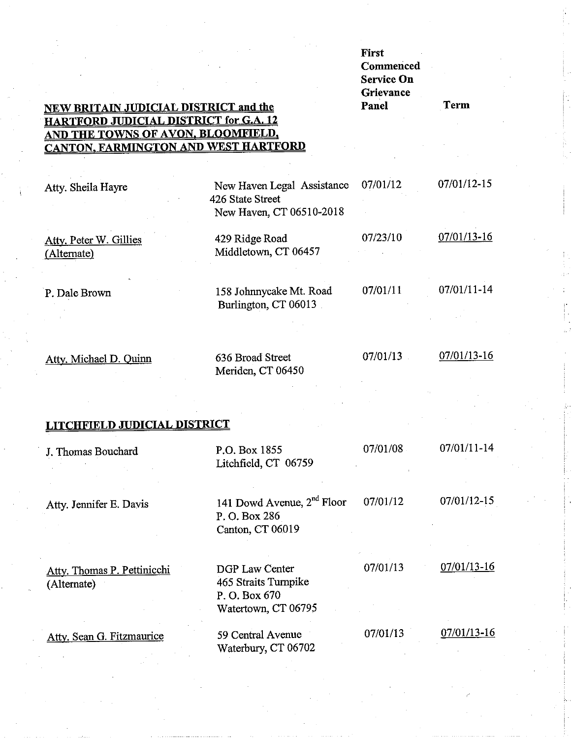| NEW BRITAIN JUDICIAL DISTRICT and the HARTFORD JUDICIAL DISTRICT for G.A. 12 AND THE TOWNS OF AVON, BLOOMFIELD, CANTON, FARMINGTON AND WEST HARTFORD | | First Commenced Service On Grievance Panel | Term |
|---|---|---|---|
| Atty. Sheila Hayre | New Haven Legal Assistance<br>426 State Street<br>New Haven, CT 06510-2018 | 07/01/12 | 07/01/12-15 |
| Atty. Peter W. Gillies<br>(Alternate) | 429 Ridge Road<br>Middletown, CT 06457 | 07/23/10 | 07/01/13-16 |
| P. Dale Brown | 158 Johnnycake Mt. Road<br>Burlington, CT 06013 | 07/01/11 | 07/01/11-14 |
| Atty. Michael D. Quinn | 636 Broad Street<br>Meriden, CT 06450 | 07/01/13 | 07/01/13-16 |

## LITCHFIELD JUDICIAL DISTRICT

| Name | Address | First Commenced Service On Grievance Panel | Term |
|---|---|---|---|
| J. Thomas Bouchard | P.O. Box 1855<br>Litchfield, CT 06759 | 07/01/08 | 07/01/11-14 |
| Atty. Jennifer E. Davis | 141 Dowd Avenue, 2nd Floor<br>P. O. Box 286<br>Canton, CT 06019 | 07/01/12 | 07/01/12-15 |
| Atty. Thomas P. Pettinicchi<br>(Alternate) | DGP Law Center<br>465 Straits Turnpike<br>P. O. Box 670<br>Watertown, CT 06795 | 07/01/13 | 07/01/13-16 |
| Atty. Sean G. Fitzmaurice | 59 Central Avenue<br>Waterbury, CT 06702 | 07/01/13 | 07/01/13-16 |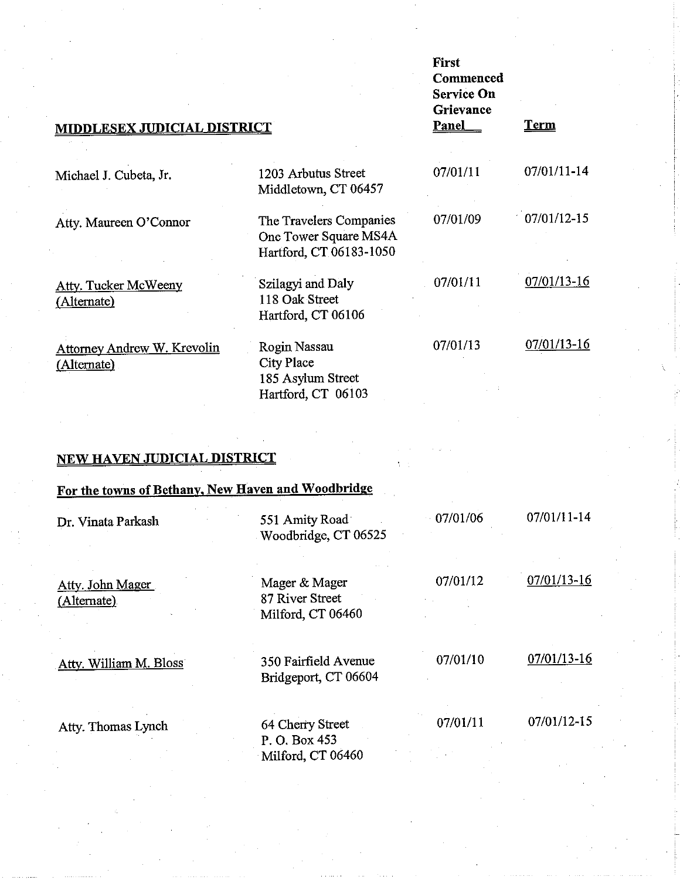| MIDDLESEX JUDICIAL DISTRICT | | First Commenced Service On Grievance Panel | Term |
|---|---|---|---|
| Michael J. Cubeta, Jr. | 1203 Arbutus Street<br>Middletown, CT 06457 | 07/01/11 | 07/01/11-14 |
| Atty. Maureen O'Connor | The Travelers Companies<br>One Tower Square MS4A<br>Hartford, CT 06183-1050 | 07/01/09 | 07/01/12-15 |
| Atty. Tucker McWeeny (Alternate) | Szilagyi and Daly<br>118 Oak Street<br>Hartford, CT 06106 | 07/01/11 | 07/01/13-16 |
| Attorney Andrew W. Krevolin (Alternate) | Rogin Nassau<br>City Place<br>185 Asylum Street<br>Hartford, CT 06103 | 07/01/13 | 07/01/13-16 |

## NEW HAVEN JUDICIAL DISTRICT

### For the towns of Bethany, New Haven and Woodbridge

| | | | |
|---|---|---|---|
| Dr. Vinata Parkash | 551 Amity Road<br>Woodbridge, CT 06525 | 07/01/06 | 07/01/11-14 |
| Atty. John Mager (Alternate) | Mager & Mager<br>87 River Street<br>Milford, CT 06460 | 07/01/12 | 07/01/13-16 |
| Atty. William M. Bloss | 350 Fairfield Avenue<br>Bridgeport, CT 06604 | 07/01/10 | 07/01/13-16 |
| Atty. Thomas Lynch | 64 Cherry Street<br>P. O. Box 453<br>Milford, CT 06460 | 07/01/11 | 07/01/12-15 |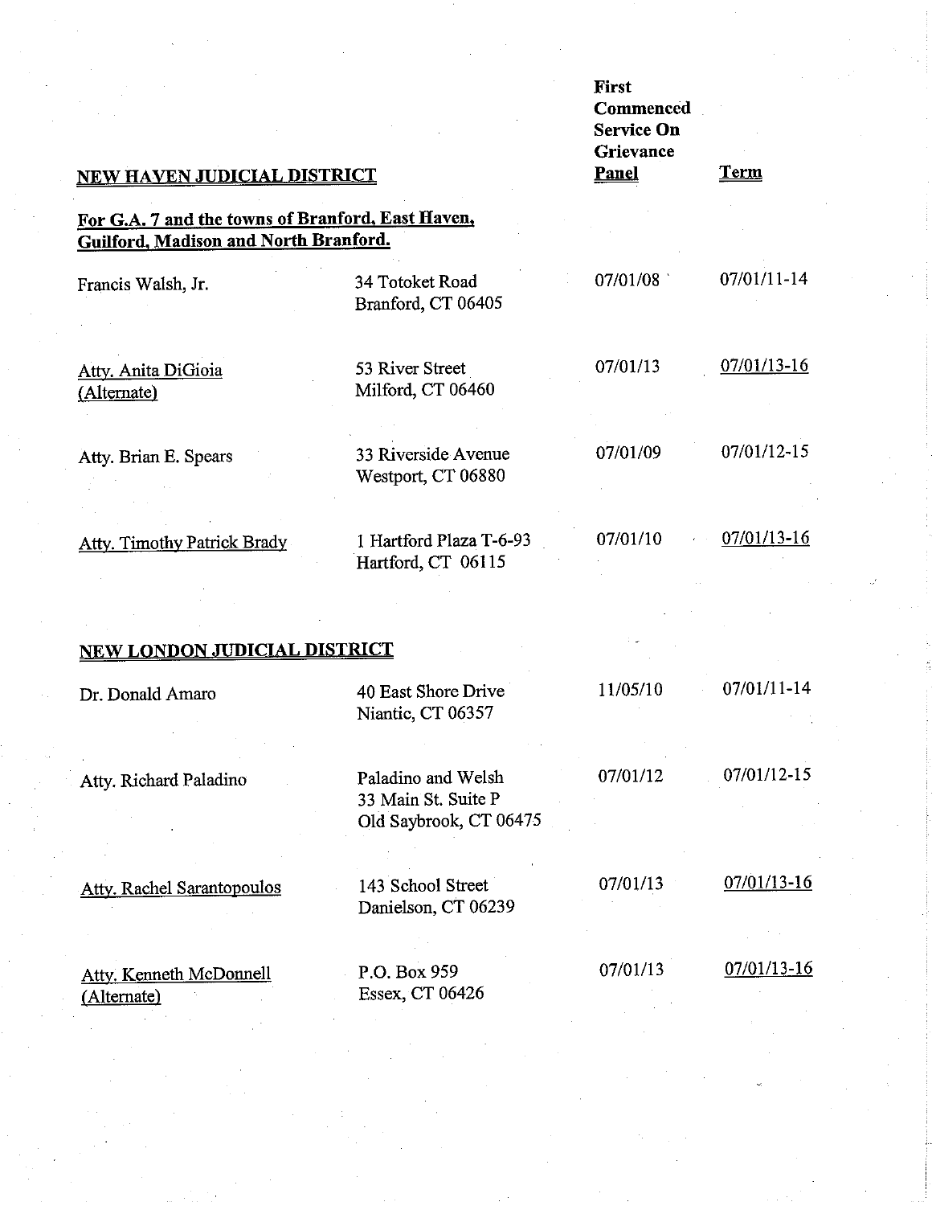| NEW HAVEN JUDICIAL DISTRICT | | First Commenced Service On Grievance Panel | Term |
|---|---|---|---|
| **For G.A. 7 and the towns of Branford, East Haven, Guilford, Madison and North Branford.** | | | |
| Francis Walsh, Jr. | 34 Totoket Road<br>Branford, CT 06405 | 07/01/08 | 07/01/11-14 |
| Atty. Anita DiGioia (Alternate) | 53 River Street<br>Milford, CT 06460 | 07/01/13 | 07/01/13-16 |
| Atty. Brian E. Spears | 33 Riverside Avenue<br>Westport, CT 06880 | 07/01/09 | 07/01/12-15 |
| Atty. Timothy Patrick Brady | 1 Hartford Plaza T-6-93<br>Hartford, CT 06115 | 07/01/10 | 07/01/13-16 |

| NEW LONDON JUDICIAL DISTRICT | | | |
|---|---|---|---|
| Dr. Donald Amaro | 40 East Shore Drive<br>Niantic, CT 06357 | 11/05/10 | 07/01/11-14 |
| Atty. Richard Paladino | Paladino and Welsh<br>33 Main St. Suite P<br>Old Saybrook, CT 06475 | 07/01/12 | 07/01/12-15 |
| Atty. Rachel Sarantopoulos | 143 School Street<br>Danielson, CT 06239 | 07/01/13 | 07/01/13-16 |
| Atty. Kenneth McDonnell (Alternate) | P.O. Box 959<br>Essex, CT 06426 | 07/01/13 | 07/01/13-16 |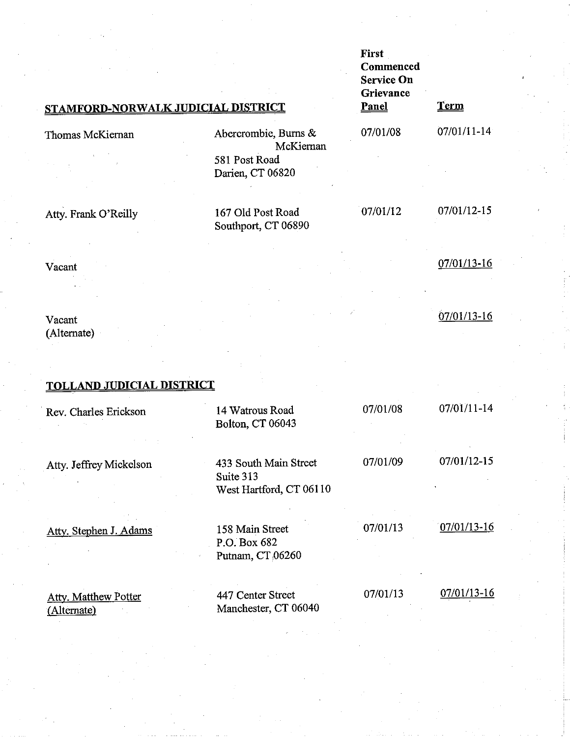| STAMFORD-NORWALK JUDICIAL DISTRICT | | First Commenced Service On Grievance Panel | Term |
|---|---|---|---|
| Thomas McKiernan | Abercrombie, Burns & McKiernan<br>581 Post Road<br>Darien, CT 06820 | 07/01/08 | 07/01/11-14 |
| Atty. Frank O'Reilly | 167 Old Post Road<br>Southport, CT 06890 | 07/01/12 | 07/01/12-15 |
| Vacant | | | 07/01/13-16 |
| Vacant<br>(Alternate) | | | 07/01/13-16 |

| TOLLAND JUDICIAL DISTRICT | | | |
|---|---|---|---|
| Rev. Charles Erickson | 14 Watrous Road<br>Bolton, CT 06043 | 07/01/08 | 07/01/11-14 |
| Atty. Jeffrey Mickelson | 433 South Main Street<br>Suite 313<br>West Hartford, CT 06110 | 07/01/09 | 07/01/12-15 |
| Atty. Stephen J. Adams | 158 Main Street<br>P.O. Box 682<br>Putnam, CT 06260 | 07/01/13 | 07/01/13-16 |
| Atty. Matthew Potter<br>(Alternate) | 447 Center Street<br>Manchester, CT 06040 | 07/01/13 | 07/01/13-16 |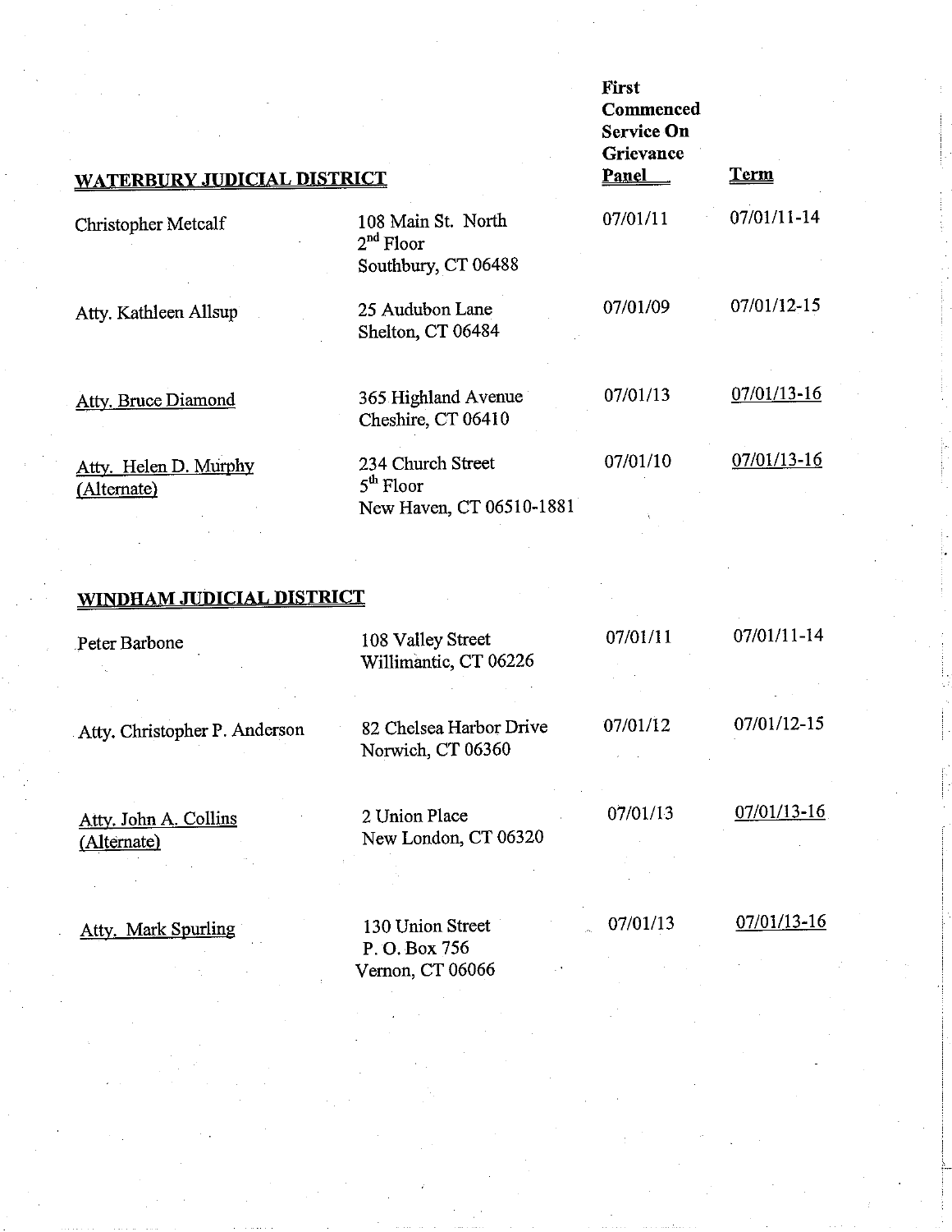| WATERBURY JUDICIAL DISTRICT | | First Commenced Service On Grievance Panel | Term |
|---|---|---|---|
| Christopher Metcalf | 108 Main St. North, 2nd Floor, Southbury, CT 06488 | 07/01/11 | 07/01/11-14 |
| Atty. Kathleen Allsup | 25 Audubon Lane, Shelton, CT 06484 | 07/01/09 | 07/01/12-15 |
| Atty. Bruce Diamond | 365 Highland Avenue, Cheshire, CT 06410 | 07/01/13 | 07/01/13-16 |
| Atty. Helen D. Murphy (Alternate) | 234 Church Street, 5th Floor, New Haven, CT 06510-1881 | 07/01/10 | 07/01/13-16 |

| WINDHAM JUDICIAL DISTRICT | | | |
|---|---|---|---|
| Peter Barbone | 108 Valley Street, Willimantic, CT 06226 | 07/01/11 | 07/01/11-14 |
| Atty. Christopher P. Anderson | 82 Chelsea Harbor Drive, Norwich, CT 06360 | 07/01/12 | 07/01/12-15 |
| Atty. John A. Collins (Alternate) | 2 Union Place, New London, CT 06320 | 07/01/13 | 07/01/13-16 |
| Atty. Mark Spurling | 130 Union Street, P. O. Box 756, Vernon, CT 06066 | 07/01/13 | 07/01/13-16 |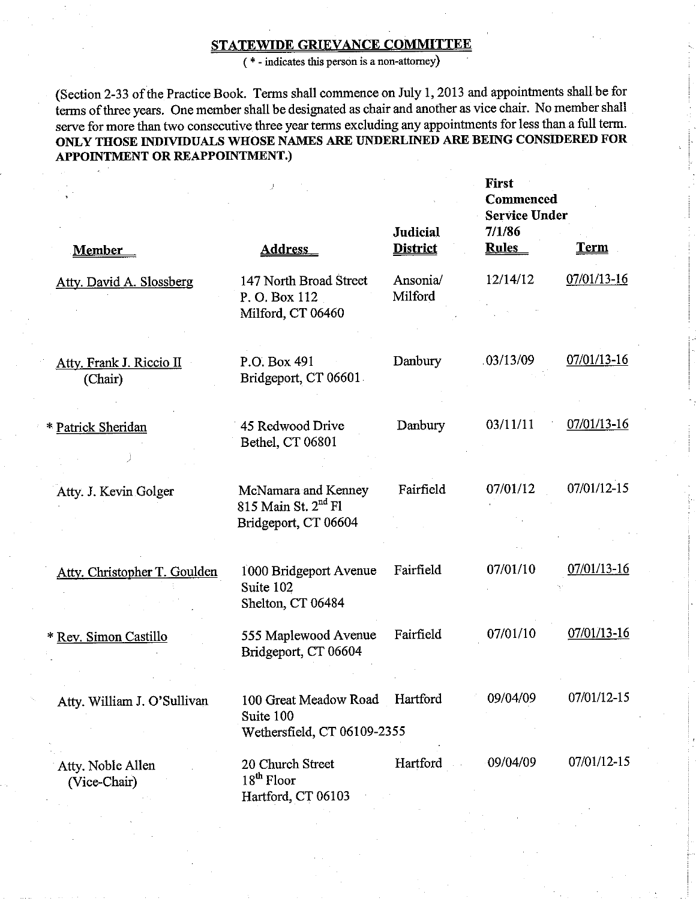## STATEWIDE GRIEVANCE COMMITTEE

( * - indicates this person is a non-attorney)

(Section 2-33 of the Practice Book. Terms shall commence on July 1, 2013 and appointments shall be for terms of three years. One member shall be designated as chair and another as vice chair. No member shall serve for more than two consecutive three year terms excluding any appointments for less than a full term. **ONLY THOSE INDIVIDUALS WHOSE NAMES ARE UNDERLINED ARE BEING CONSIDERED FOR APPOINTMENT OR REAPPOINTMENT.)**

| Member | Address | Judicial District | First Commenced Service Under 7/1/86 Rules | Term |
|---|---|---|---|---|
| <u>Atty. David A. Slossberg</u> | 147 North Broad Street<br>P. O. Box 112<br>Milford, CT 06460 | Ansonia/ Milford | 12/14/12 | <u>07/01/13-16</u> |
| <u>Atty. Frank J. Riccio II</u> (Chair) | P.O. Box 491<br>Bridgeport, CT 06601 | Danbury | 03/13/09 | <u>07/01/13-16</u> |
| * <u>Patrick Sheridan</u> | 45 Redwood Drive<br>Bethel, CT 06801 | Danbury | 03/11/11 | <u>07/01/13-16</u> |
| Atty. J. Kevin Golger | McNamara and Kenney<br>815 Main St. 2nd Fl<br>Bridgeport, CT 06604 | Fairfield | 07/01/12 | 07/01/12-15 |
| <u>Atty. Christopher T. Goulden</u> | 1000 Bridgeport Avenue<br>Suite 102<br>Shelton, CT 06484 | Fairfield | 07/01/10 | <u>07/01/13-16</u> |
| * <u>Rev. Simon Castillo</u> | 555 Maplewood Avenue<br>Bridgeport, CT 06604 | Fairfield | 07/01/10 | <u>07/01/13-16</u> |
| Atty. William J. O'Sullivan | 100 Great Meadow Road<br>Suite 100<br>Wethersfield, CT 06109-2355 | Hartford | 09/04/09 | 07/01/12-15 |
| Atty. Noble Allen (Vice-Chair) | 20 Church Street<br>18th Floor<br>Hartford, CT 06103 | Hartford | 09/04/09 | 07/01/12-15 |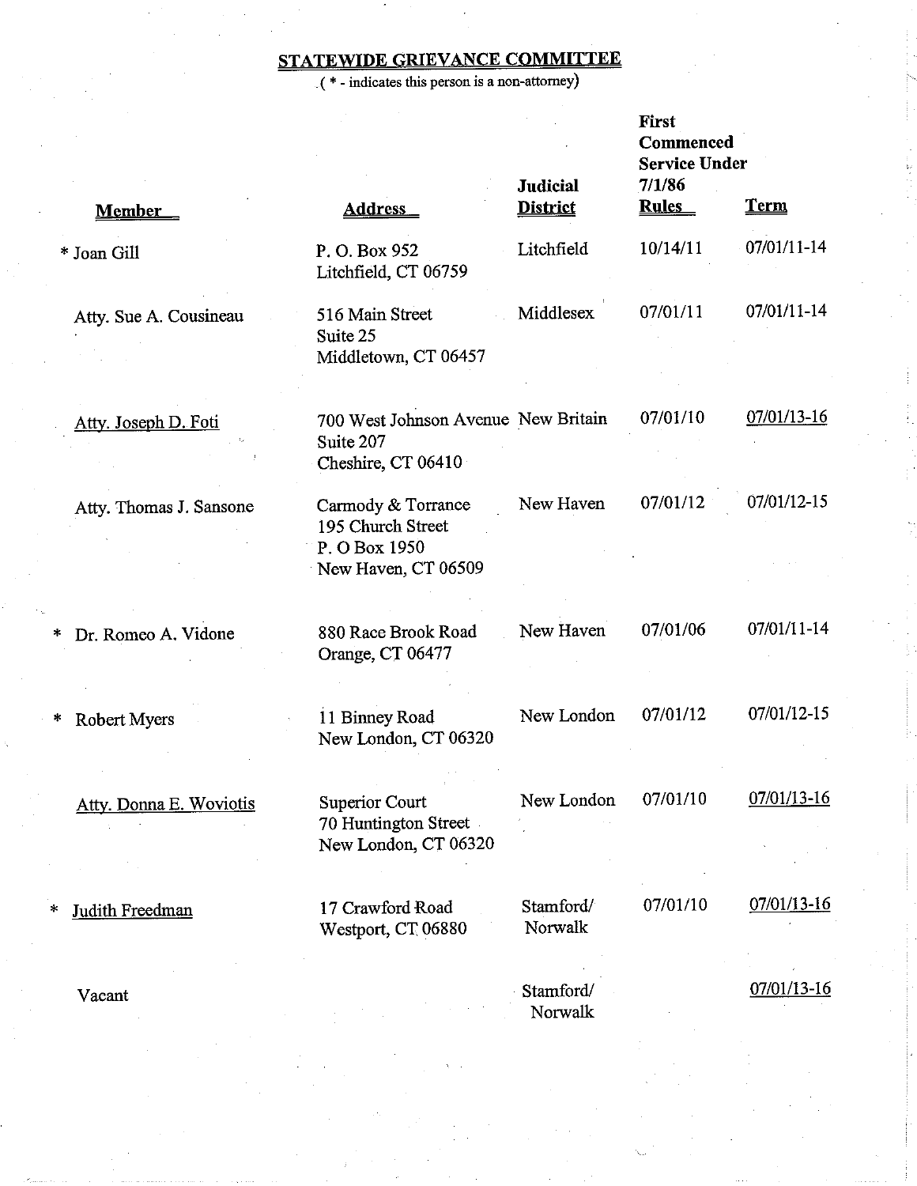## STATEWIDE GRIEVANCE COMMITTEE

( * - indicates this person is a non-attorney)

| Member | Address | Judicial District | First Commenced Service Under 7/1/86 Rules | Term |
|---|---|---|---|---|
| * Joan Gill | P. O. Box 952<br>Litchfield, CT 06759 | Litchfield | 10/14/11 | 07/01/11-14 |
| Atty. Sue A. Cousineau | 516 Main Street<br>Suite 25<br>Middletown, CT 06457 | Middlesex | 07/01/11 | 07/01/11-14 |
| Atty. Joseph D. Foti | 700 West Johnson Avenue<br>Suite 207<br>Cheshire, CT 06410 | New Britain | 07/01/10 | 07/01/13-16 |
| Atty. Thomas J. Sansone | Carmody & Torrance<br>195 Church Street<br>P. O Box 1950<br>New Haven, CT 06509 | New Haven | 07/01/12 | 07/01/12-15 |
| * Dr. Romeo A. Vidone | 880 Race Brook Road<br>Orange, CT 06477 | New Haven | 07/01/06 | 07/01/11-14 |
| * Robert Myers | 11 Binney Road<br>New London, CT 06320 | New London | 07/01/12 | 07/01/12-15 |
| Atty. Donna E. Woviotis | Superior Court<br>70 Huntington Street<br>New London, CT 06320 | New London | 07/01/10 | 07/01/13-16 |
| * Judith Freedman | 17 Crawford Road<br>Westport, CT 06880 | Stamford/ Norwalk | 07/01/10 | 07/01/13-16 |
| Vacant | | Stamford/ Norwalk | | 07/01/13-16 |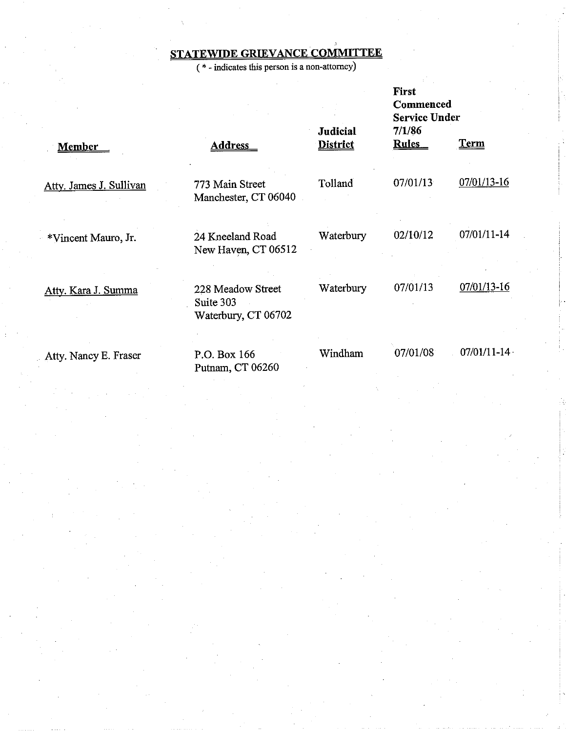## STATEWIDE GRIEVANCE COMMITTEE

( * - indicates this person is a non-attorney)

| Member | Address | Judicial District | First Commenced Service Under 7/1/86 Rules | Term |
|---|---|---|---|---|
| Atty. James J. Sullivan | 773 Main Street<br>Manchester, CT 06040 | Tolland | 07/01/13 | 07/01/13-16 |
| *Vincent Mauro, Jr. | 24 Kneeland Road<br>New Haven, CT 06512 | Waterbury | 02/10/12 | 07/01/11-14 |
| Atty. Kara J. Summa | 228 Meadow Street<br>Suite 303<br>Waterbury, CT 06702 | Waterbury | 07/01/13 | 07/01/13-16 |
| Atty. Nancy E. Fraser | P.O. Box 166<br>Putnam, CT 06260 | Windham | 07/01/08 | 07/01/11-14 |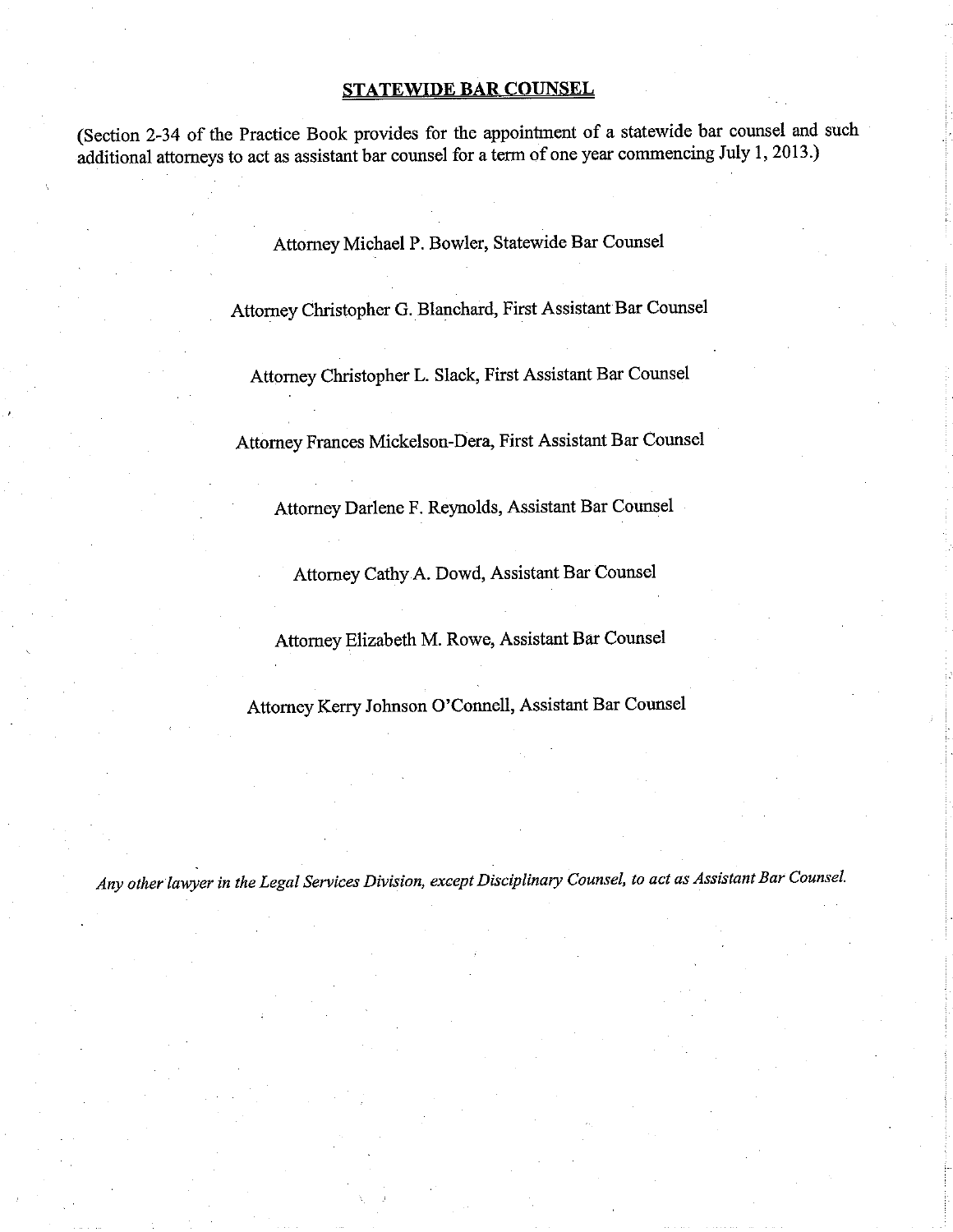## STATEWIDE BAR COUNSEL

(Section 2-34 of the Practice Book provides for the appointment of a statewide bar counsel and such additional attorneys to act as assistant bar counsel for a term of one year commencing July 1, 2013.)

Attorney Michael P. Bowler, Statewide Bar Counsel

Attorney Christopher G. Blanchard, First Assistant Bar Counsel

Attorney Christopher L. Slack, First Assistant Bar Counsel

Attorney Frances Mickelson-Dera, First Assistant Bar Counsel

Attorney Darlene F. Reynolds, Assistant Bar Counsel

Attorney Cathy A. Dowd, Assistant Bar Counsel

Attorney Elizabeth M. Rowe, Assistant Bar Counsel

Attorney Kerry Johnson O'Connell, Assistant Bar Counsel

*Any other lawyer in the Legal Services Division, except Disciplinary Counsel, to act as Assistant Bar Counsel.*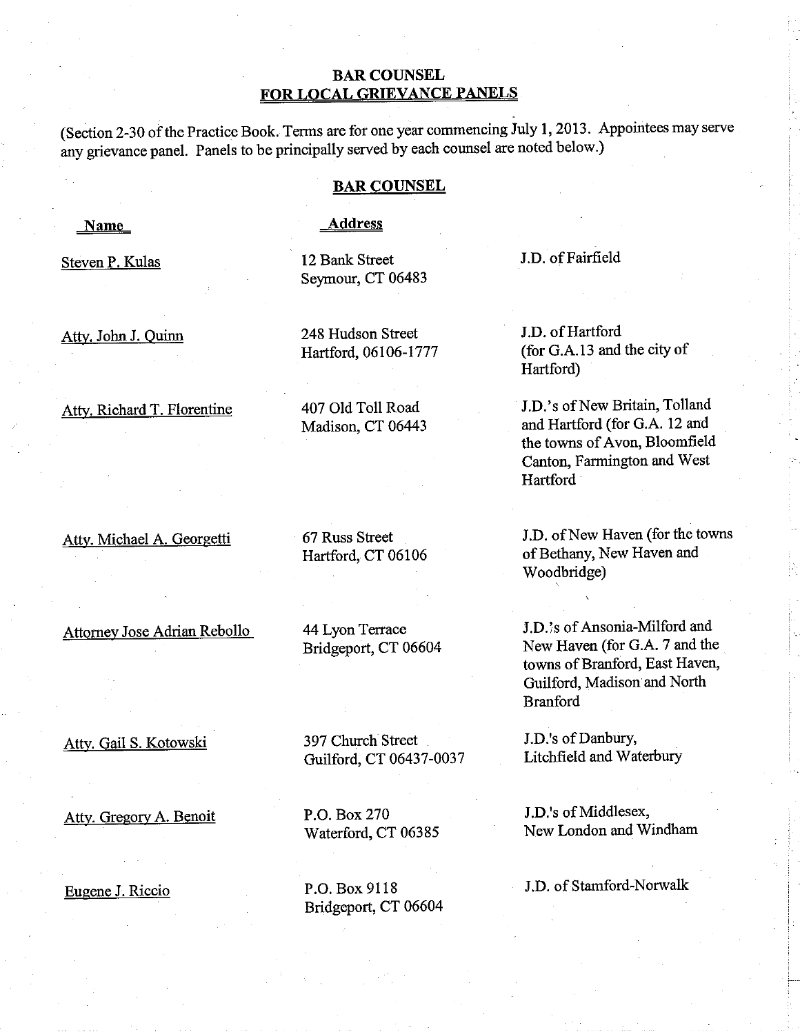# BAR COUNSEL
## FOR LOCAL GRIEVANCE PANELS

(Section 2-30 of the Practice Book. Terms are for one year commencing July 1, 2013. Appointees may serve any grievance panel. Panels to be principally served by each counsel are noted below.)

## BAR COUNSEL

| Name | Address | |
|---|---|---|
| Steven P. Kulas | 12 Bank Street<br>Seymour, CT 06483 | J.D. of Fairfield |
| Atty. John J. Quinn | 248 Hudson Street<br>Hartford, 06106-1777 | J.D. of Hartford (for G.A.13 and the city of Hartford) |
| Atty. Richard T. Florentine | 407 Old Toll Road<br>Madison, CT 06443 | J.D.'s of New Britain, Tolland and Hartford (for G.A. 12 and the towns of Avon, Bloomfield Canton, Farmington and West Hartford |
| Atty. Michael A. Georgetti | 67 Russ Street<br>Hartford, CT 06106 | J.D. of New Haven (for the towns of Bethany, New Haven and Woodbridge) |
| Attorney Jose Adrian Rebollo | 44 Lyon Terrace<br>Bridgeport, CT 06604 | J.D.'s of Ansonia-Milford and New Haven (for G.A. 7 and the towns of Branford, East Haven, Guilford, Madison and North Branford |
| Atty. Gail S. Kotowski | 397 Church Street<br>Guilford, CT 06437-0037 | J.D.'s of Danbury, Litchfield and Waterbury |
| Atty. Gregory A. Benoit | P.O. Box 270<br>Waterford, CT 06385 | J.D.'s of Middlesex, New London and Windham |
| Eugene J. Riccio | P.O. Box 9118<br>Bridgeport, CT 06604 | J.D. of Stamford-Norwalk |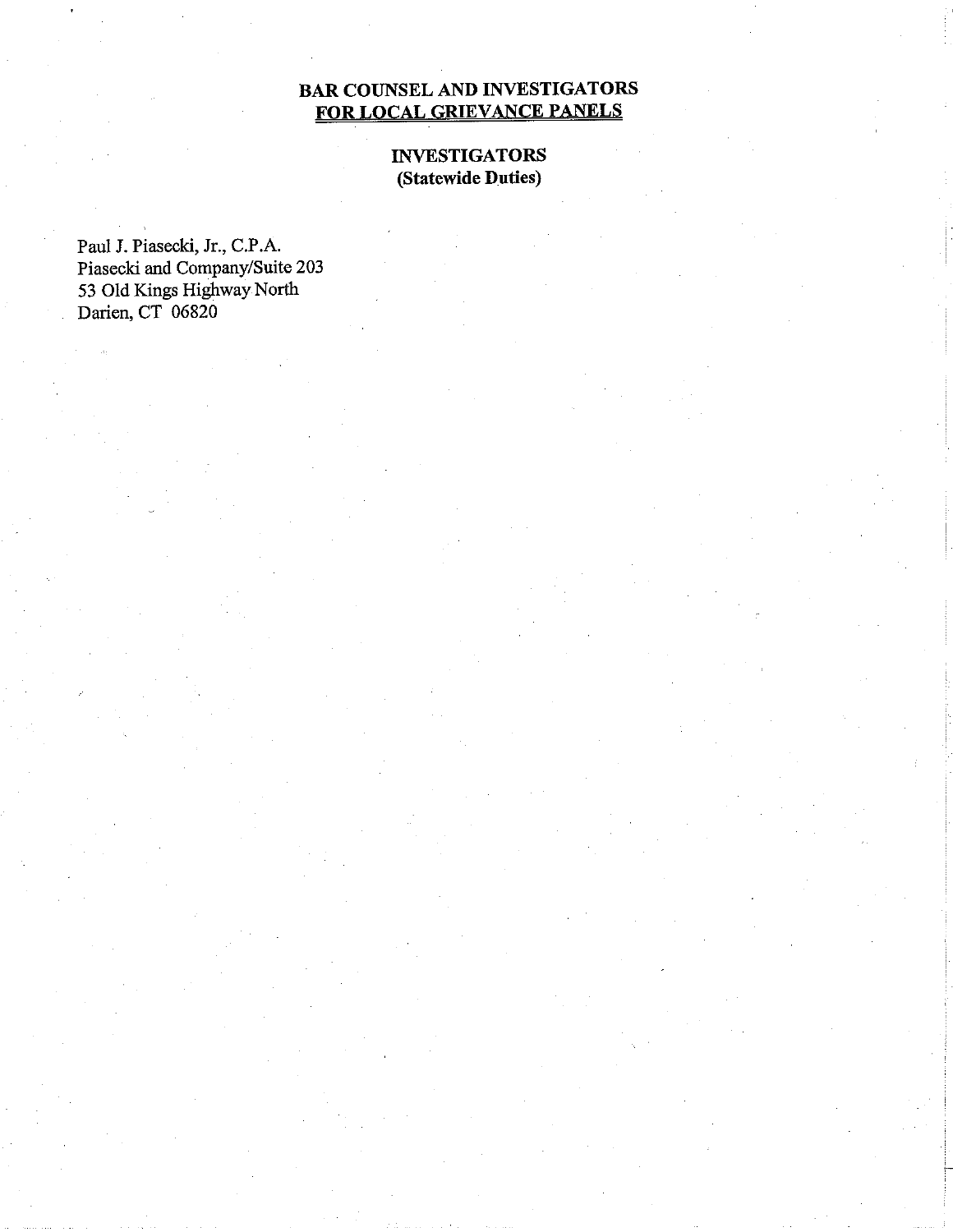## BAR COUNSEL AND INVESTIGATORS
## FOR LOCAL GRIEVANCE PANELS

### INVESTIGATORS
### (Statewide Duties)

Paul J. Piasecki, Jr., C.P.A.
Piasecki and Company/Suite 203
53 Old Kings Highway North
Darien, CT 06820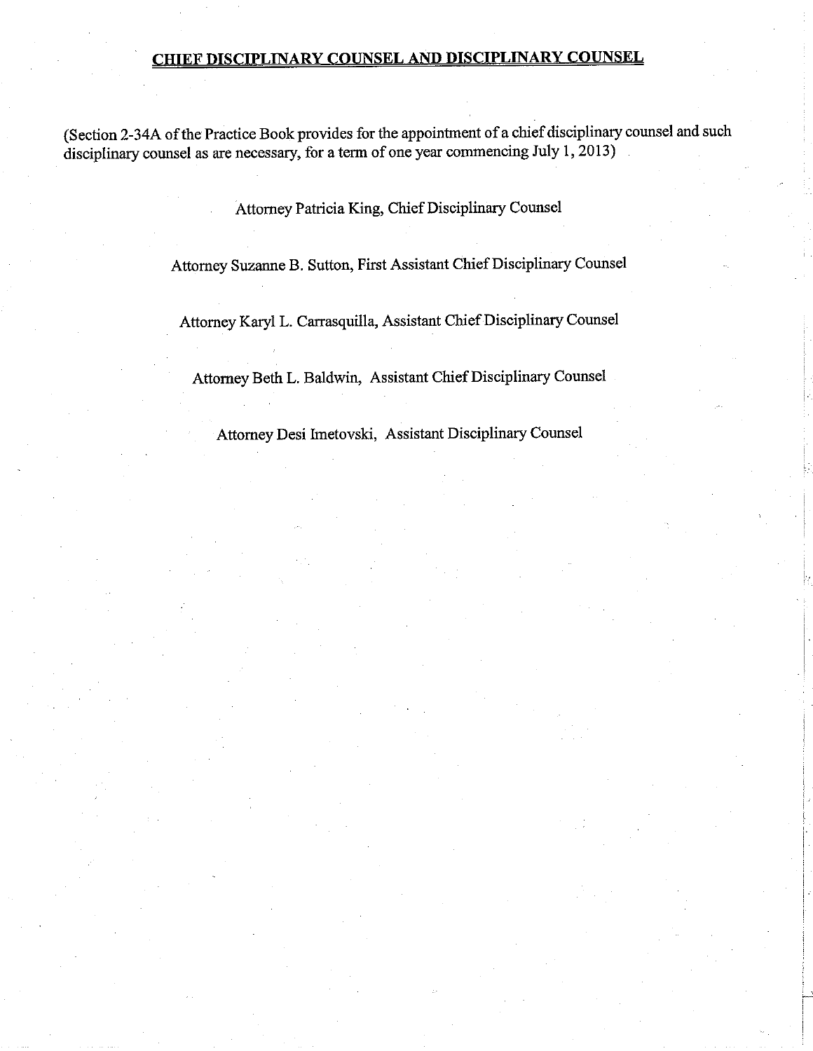## CHIEF DISCIPLINARY COUNSEL AND DISCIPLINARY COUNSEL

(Section 2-34A of the Practice Book provides for the appointment of a chief disciplinary counsel and such disciplinary counsel as are necessary, for a term of one year commencing July 1, 2013)

Attorney Patricia King, Chief Disciplinary Counsel

Attorney Suzanne B. Sutton, First Assistant Chief Disciplinary Counsel

Attorney Karyl L. Carrasquilla, Assistant Chief Disciplinary Counsel

Attorney Beth L. Baldwin, Assistant Chief Disciplinary Counsel

Attorney Desi Imetovski, Assistant Disciplinary Counsel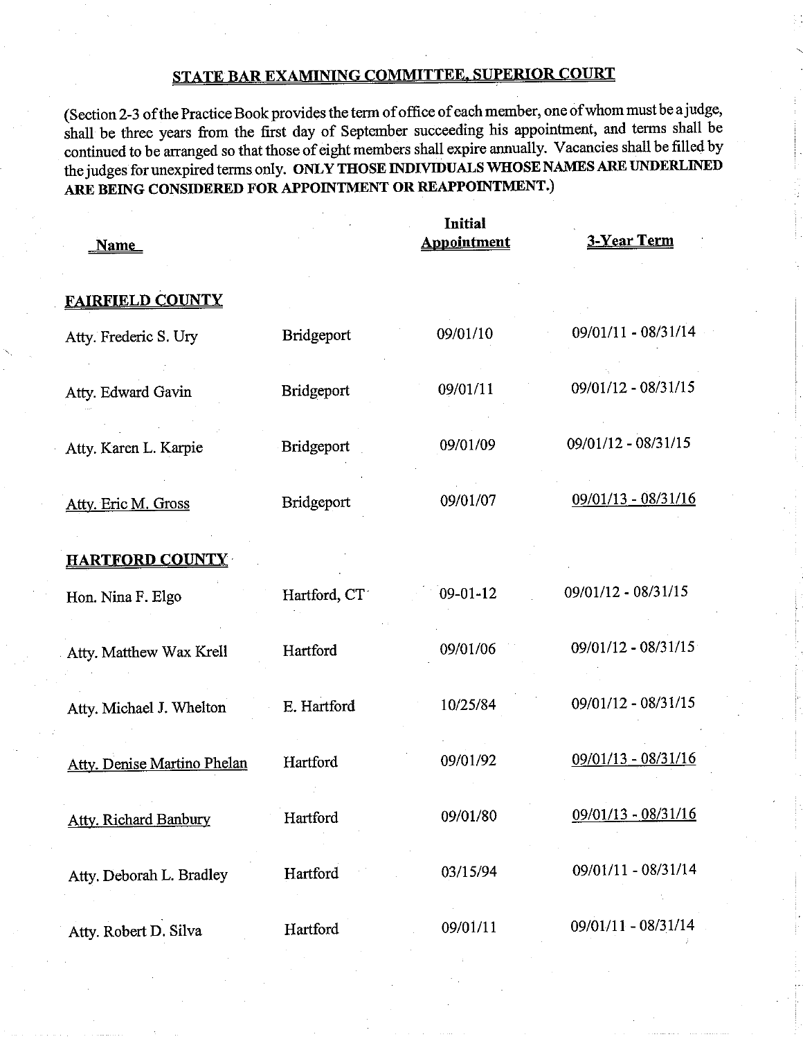## STATE BAR EXAMINING COMMITTEE, SUPERIOR COURT

(Section 2-3 of the Practice Book provides the term of office of each member, one of whom must be a judge, shall be three years from the first day of September succeeding his appointment, and terms shall be continued to be arranged so that those of eight members shall expire annually. Vacancies shall be filled by the judges for unexpired terms only. **ONLY THOSE INDIVIDUALS WHOSE NAMES ARE UNDERLINED ARE BEING CONSIDERED FOR APPOINTMENT OR REAPPOINTMENT.**)

| Name | | Initial Appointment | 3-Year Term |
|---|---|---|---|
| **FAIRFIELD COUNTY** | | | |
| Atty. Frederic S. Ury | Bridgeport | 09/01/10 | 09/01/11 - 08/31/14 |
| Atty. Edward Gavin | Bridgeport | 09/01/11 | 09/01/12 - 08/31/15 |
| Atty. Karen L. Karpie | Bridgeport | 09/01/09 | 09/01/12 - 08/31/15 |
| <u>Atty. Eric M. Gross</u> | Bridgeport | 09/01/07 | <u>09/01/13 - 08/31/16</u> |
| **HARTFORD COUNTY** | | | |
| Hon. Nina F. Elgo | Hartford, CT | 09-01-12 | 09/01/12 - 08/31/15 |
| Atty. Matthew Wax Krell | Hartford | 09/01/06 | 09/01/12 - 08/31/15 |
| Atty. Michael J. Whelton | E. Hartford | 10/25/84 | 09/01/12 - 08/31/15 |
| <u>Atty. Denise Martino Phelan</u> | Hartford | 09/01/92 | <u>09/01/13 - 08/31/16</u> |
| <u>Atty. Richard Banbury</u> | Hartford | 09/01/80 | <u>09/01/13 - 08/31/16</u> |
| Atty. Deborah L. Bradley | Hartford | 03/15/94 | 09/01/11 - 08/31/14 |
| Atty. Robert D. Silva | Hartford | 09/01/11 | 09/01/11 - 08/31/14 |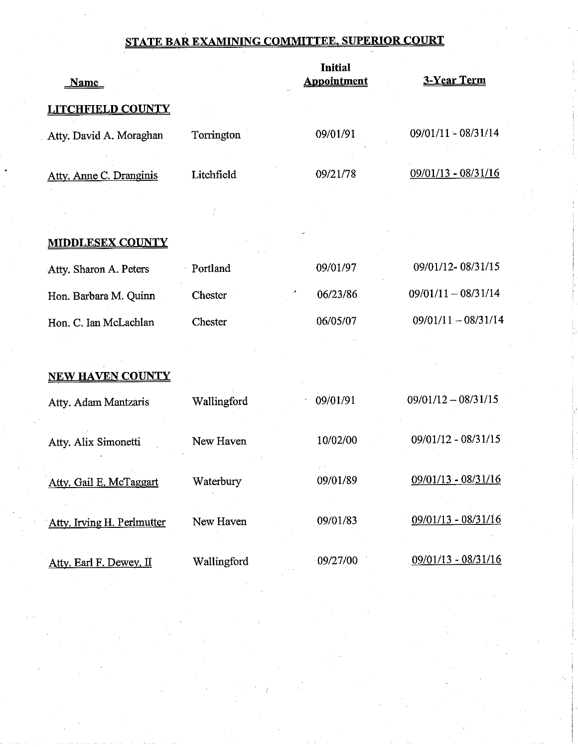## STATE BAR EXAMINING COMMITTEE, SUPERIOR COURT

| Name | | Initial Appointment | 3-Year Term |
|---|---|---|---|
| **LITCHFIELD COUNTY** | | | |
| Atty. David A. Moraghan | Torrington | 09/01/91 | 09/01/11 - 08/31/14 |
| Atty. Anne C. Dranginis | Litchfield | 09/21/78 | 09/01/13 - 08/31/16 |
| **MIDDLESEX COUNTY** | | | |
| Atty. Sharon A. Peters | Portland | 09/01/97 | 09/01/12- 08/31/15 |
| Hon. Barbara M. Quinn | Chester | 06/23/86 | 09/01/11 – 08/31/14 |
| Hon. C. Ian McLachlan | Chester | 06/05/07 | 09/01/11 – 08/31/14 |
| **NEW HAVEN COUNTY** | | | |
| Atty. Adam Mantzaris | Wallingford | 09/01/91 | 09/01/12 – 08/31/15 |
| Atty. Alix Simonetti | New Haven | 10/02/00 | 09/01/12 - 08/31/15 |
| Atty. Gail E. McTaggart | Waterbury | 09/01/89 | 09/01/13 - 08/31/16 |
| Atty. Irving H. Perlmutter | New Haven | 09/01/83 | 09/01/13 - 08/31/16 |
| Atty. Earl F. Dewey, II | Wallingford | 09/27/00 | 09/01/13 - 08/31/16 |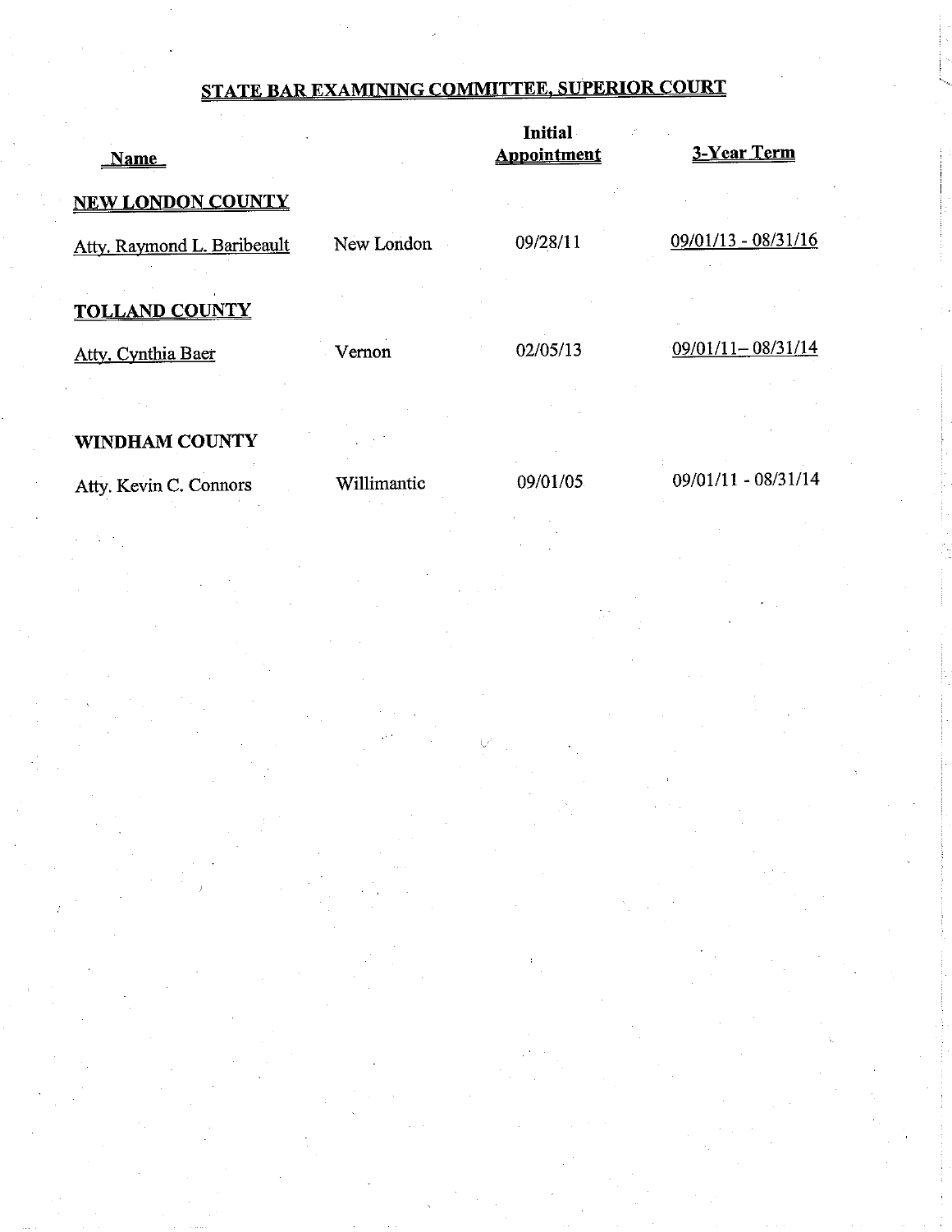## STATE BAR EXAMINING COMMITTEE, SUPERIOR COURT

| Name | | Initial Appointment | 3-Year Term |
|---|---|---|---|
| **NEW LONDON COUNTY** | | | |
| Atty. Raymond L. Baribeault | New London | 09/28/11 | 09/01/13 - 08/31/16 |
| **TOLLAND COUNTY** | | | |
| Atty. Cynthia Baer | Vernon | 02/05/13 | 09/01/11– 08/31/14 |
| **WINDHAM COUNTY** | | | |
| Atty. Kevin C. Connors | Willimantic | 09/01/05 | 09/01/11 - 08/31/14 |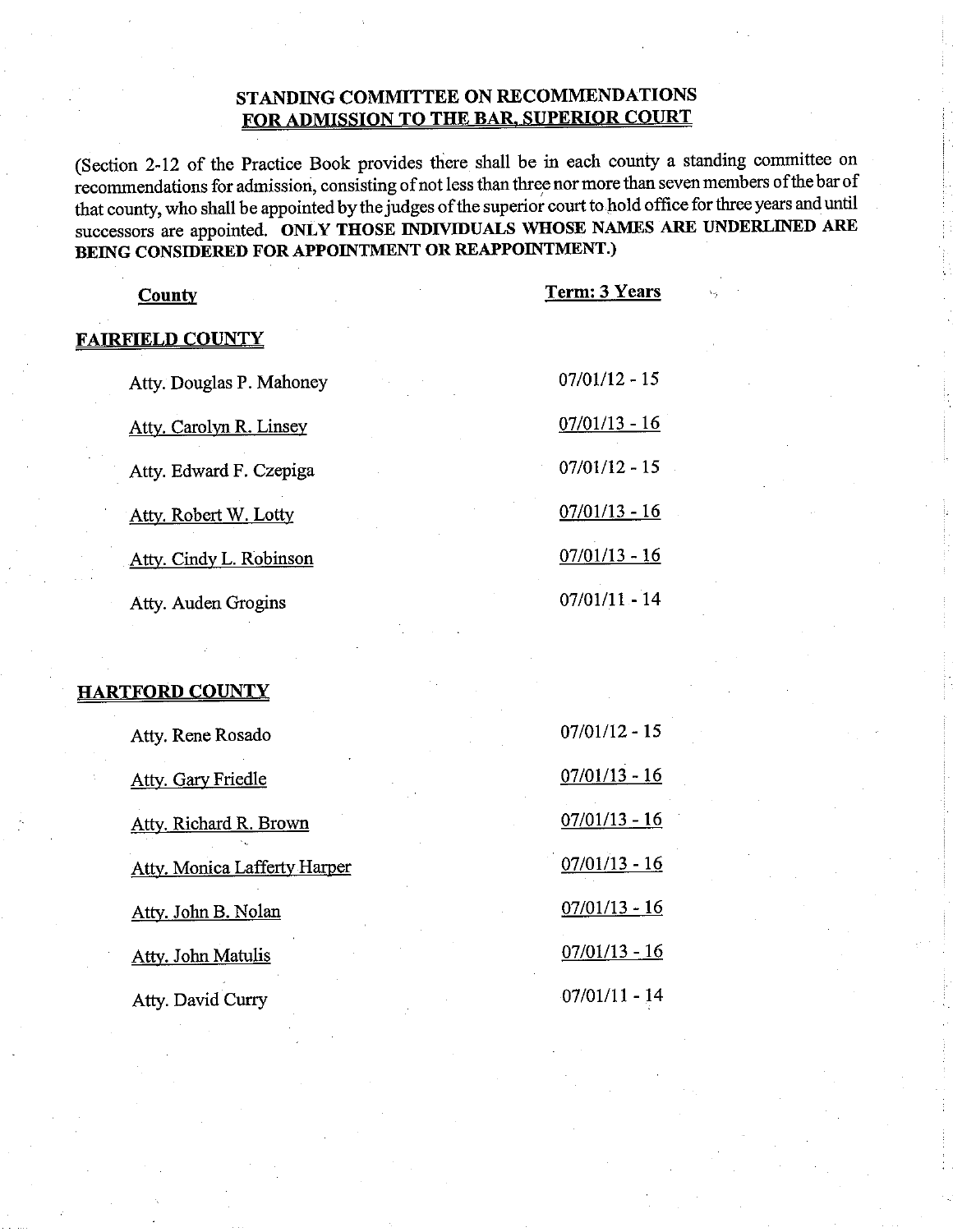## STANDING COMMITTEE ON RECOMMENDATIONS FOR ADMISSION TO THE BAR, SUPERIOR COURT

(Section 2-12 of the Practice Book provides there shall be in each county a standing committee on recommendations for admission, consisting of not less than three nor more than seven members of the bar of that county, who shall be appointed by the judges of the superior court to hold office for three years and until successors are appointed. **ONLY THOSE INDIVIDUALS WHOSE NAMES ARE UNDERLINED ARE BEING CONSIDERED FOR APPOINTMENT OR REAPPOINTMENT.)**

| County | Term: 3 Years |
|---|---|
| **FAIRFIELD COUNTY** | |
| Atty. Douglas P. Mahoney | 07/01/12 - 15 |
| <u>Atty. Carolyn R. Linsey</u> | <u>07/01/13 - 16</u> |
| Atty. Edward F. Czepiga | 07/01/12 - 15 |
| <u>Atty. Robert W. Lotty</u> | <u>07/01/13 - 16</u> |
| <u>Atty. Cindy L. Robinson</u> | <u>07/01/13 - 16</u> |
| Atty. Auden Grogins | 07/01/11 - 14 |
| **HARTFORD COUNTY** | |
| Atty. Rene Rosado | 07/01/12 - 15 |
| <u>Atty. Gary Friedle</u> | <u>07/01/13 - 16</u> |
| <u>Atty. Richard R. Brown</u> | <u>07/01/13 - 16</u> |
| <u>Atty. Monica Lafferty Harper</u> | <u>07/01/13 - 16</u> |
| <u>Atty. John B. Nolan</u> | <u>07/01/13 - 16</u> |
| <u>Atty. John Matulis</u> | <u>07/01/13 - 16</u> |
| Atty. David Curry | 07/01/11 - 14 |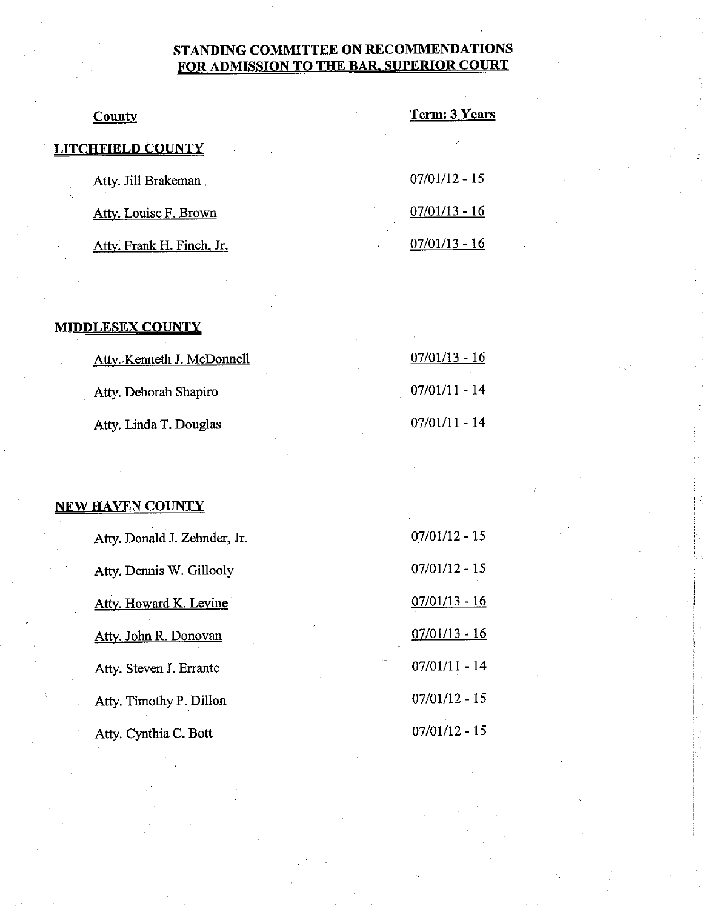# STANDING COMMITTEE ON RECOMMENDATIONS FOR ADMISSION TO THE BAR, SUPERIOR COURT

| County | Term: 3 Years |
|---|---|
| **LITCHFIELD COUNTY** | |
| Atty. Jill Brakeman | 07/01/12 - 15 |
| Atty. Louise F. Brown | 07/01/13 - 16 |
| Atty. Frank H. Finch, Jr. | 07/01/13 - 16 |
| **MIDDLESEX COUNTY** | |
| Atty. Kenneth J. McDonnell | 07/01/13 - 16 |
| Atty. Deborah Shapiro | 07/01/11 - 14 |
| Atty. Linda T. Douglas | 07/01/11 - 14 |
| **NEW HAVEN COUNTY** | |
| Atty. Donald J. Zehnder, Jr. | 07/01/12 - 15 |
| Atty. Dennis W. Gillooly | 07/01/12 - 15 |
| Atty. Howard K. Levine | 07/01/13 - 16 |
| Atty. John R. Donovan | 07/01/13 - 16 |
| Atty. Steven J. Errante | 07/01/11 - 14 |
| Atty. Timothy P. Dillon | 07/01/12 - 15 |
| Atty. Cynthia C. Bott | 07/01/12 - 15 |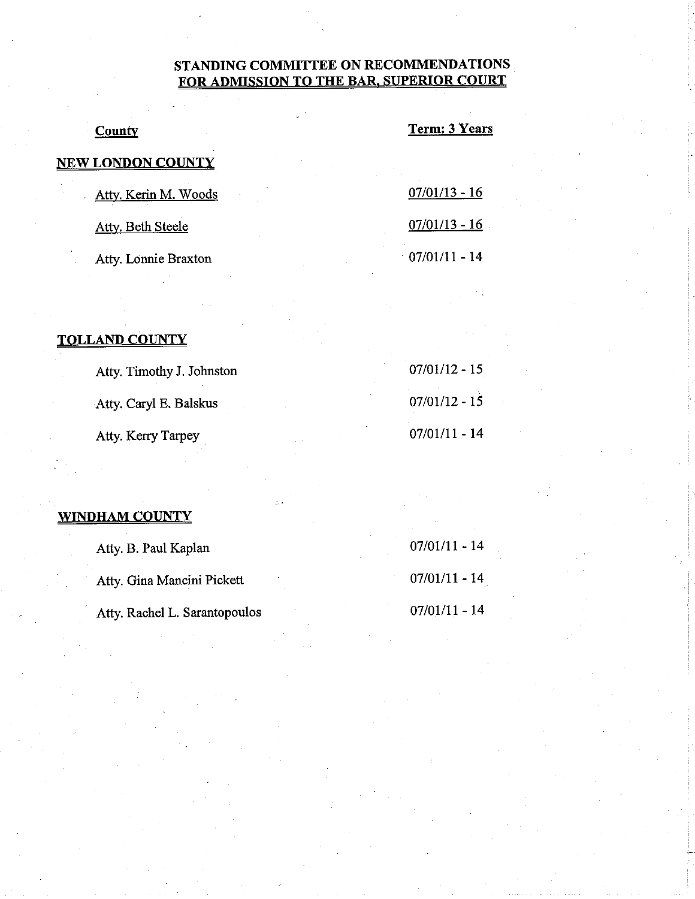## STANDING COMMITTEE ON RECOMMENDATIONS
## FOR ADMISSION TO THE BAR, SUPERIOR COURT

| County | Term: 3 Years |
|---|---|
| **NEW LONDON COUNTY** | |
| Atty. Kerin M. Woods | 07/01/13 - 16 |
| Atty. Beth Steele | 07/01/13 - 16 |
| Atty. Lonnie Braxton | 07/01/11 - 14 |
| **TOLLAND COUNTY** | |
| Atty. Timothy J. Johnston | 07/01/12 - 15 |
| Atty. Caryl E. Balskus | 07/01/12 - 15 |
| Atty. Kerry Tarpey | 07/01/11 - 14 |
| **WINDHAM COUNTY** | |
| Atty. B. Paul Kaplan | 07/01/11 - 14 |
| Atty. Gina Mancini Pickett | 07/01/11 - 14 |
| Atty. Rachel L. Sarantopoulos | 07/01/11 - 14 |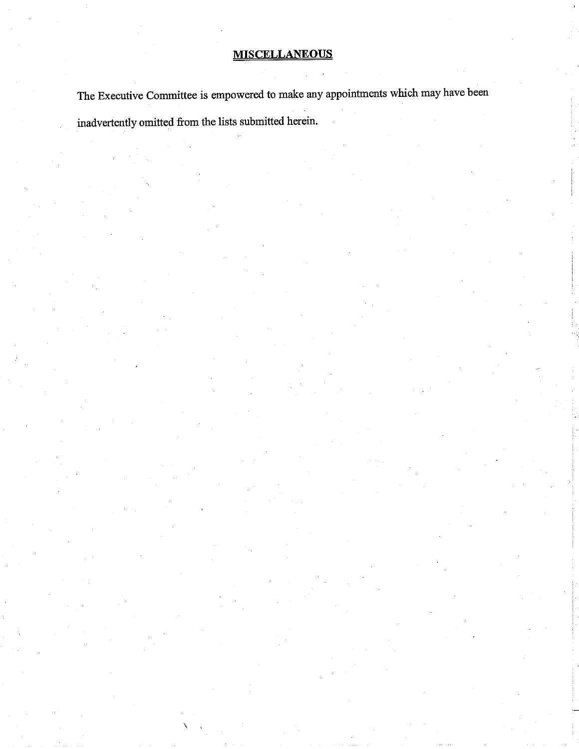## MISCELLANEOUS

The Executive Committee is empowered to make any appointments which may have been inadvertently omitted from the lists submitted herein.